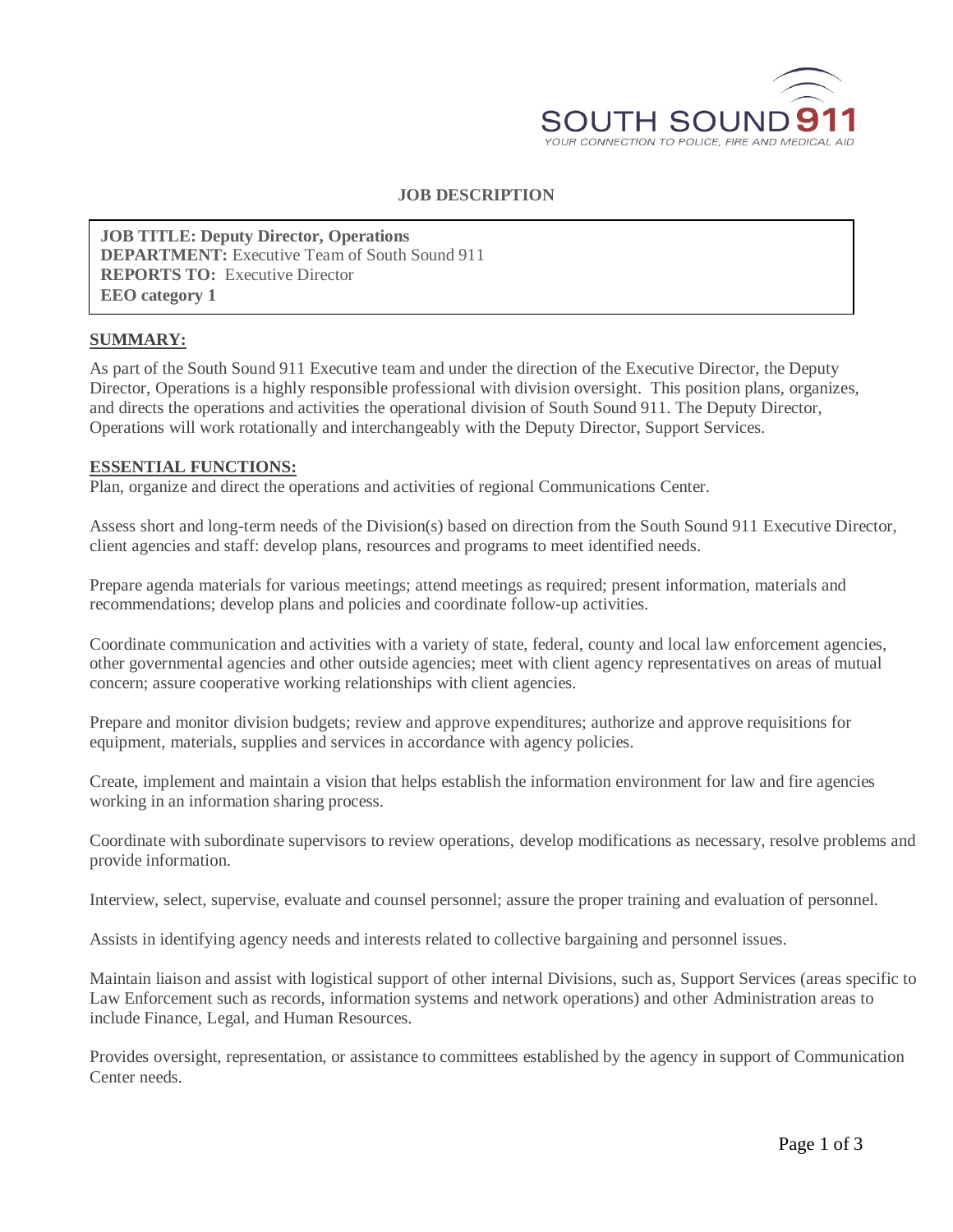SOUTH SOUND 911

YOUR CONNECTION TO POLICE, FIRE AND MEDICAL AID

# JOB DESCRIPTION

**JOB TITLE: Deputy Director, Operations**
**DEPARTMENT:** Executive Team of South Sound 911
**REPORTS TO:** Executive Director
**EEO category 1**

## SUMMARY:

As part of the South Sound 911 Executive team and under the direction of the Executive Director, the Deputy Director, Operations is a highly responsible professional with division oversight. This position plans, organizes, and directs the operations and activities the operational division of South Sound 911. The Deputy Director, Operations will work rotationally and interchangeably with the Deputy Director, Support Services.

## ESSENTIAL FUNCTIONS:

Plan, organize and direct the operations and activities of regional Communications Center.

Assess short and long-term needs of the Division(s) based on direction from the South Sound 911 Executive Director, client agencies and staff: develop plans, resources and programs to meet identified needs.

Prepare agenda materials for various meetings; attend meetings as required; present information, materials and recommendations; develop plans and policies and coordinate follow-up activities.

Coordinate communication and activities with a variety of state, federal, county and local law enforcement agencies, other governmental agencies and other outside agencies; meet with client agency representatives on areas of mutual concern; assure cooperative working relationships with client agencies.

Prepare and monitor division budgets; review and approve expenditures; authorize and approve requisitions for equipment, materials, supplies and services in accordance with agency policies.

Create, implement and maintain a vision that helps establish the information environment for law and fire agencies working in an information sharing process.

Coordinate with subordinate supervisors to review operations, develop modifications as necessary, resolve problems and provide information.

Interview, select, supervise, evaluate and counsel personnel; assure the proper training and evaluation of personnel.

Assists in identifying agency needs and interests related to collective bargaining and personnel issues.

Maintain liaison and assist with logistical support of other internal Divisions, such as, Support Services (areas specific to Law Enforcement such as records, information systems and network operations) and other Administration areas to include Finance, Legal, and Human Resources.

Provides oversight, representation, or assistance to committees established by the agency in support of Communication Center needs.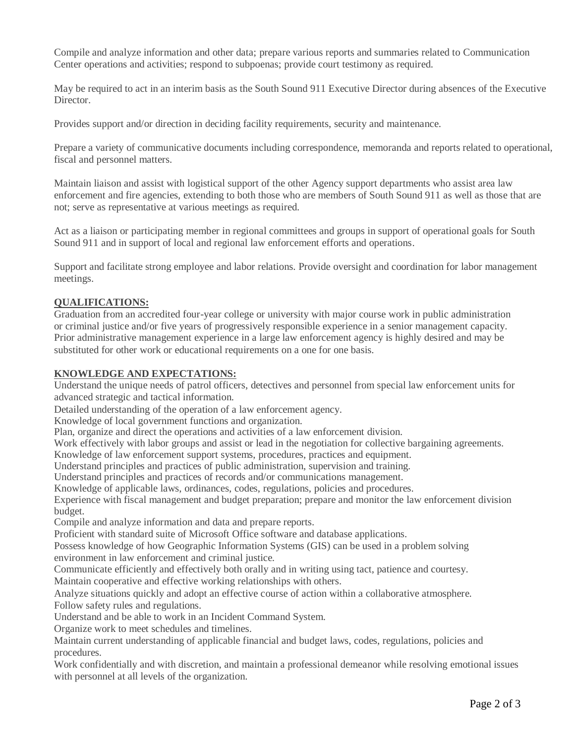Compile and analyze information and other data; prepare various reports and summaries related to Communication Center operations and activities; respond to subpoenas; provide court testimony as required.

May be required to act in an interim basis as the South Sound 911 Executive Director during absences of the Executive Director.

Provides support and/or direction in deciding facility requirements, security and maintenance.

Prepare a variety of communicative documents including correspondence, memoranda and reports related to operational, fiscal and personnel matters.

Maintain liaison and assist with logistical support of the other Agency support departments who assist area law enforcement and fire agencies, extending to both those who are members of South Sound 911 as well as those that are not; serve as representative at various meetings as required.

Act as a liaison or participating member in regional committees and groups in support of operational goals for South Sound 911 and in support of local and regional law enforcement efforts and operations.

Support and facilitate strong employee and labor relations. Provide oversight and coordination for labor management meetings.

**QUALIFICATIONS:**

Graduation from an accredited four-year college or university with major course work in public administration or criminal justice and/or five years of progressively responsible experience in a senior management capacity. Prior administrative management experience in a large law enforcement agency is highly desired and may be substituted for other work or educational requirements on a one for one basis.

**KNOWLEDGE AND EXPECTATIONS:**

Understand the unique needs of patrol officers, detectives and personnel from special law enforcement units for advanced strategic and tactical information.
Detailed understanding of the operation of a law enforcement agency.
Knowledge of local government functions and organization.
Plan, organize and direct the operations and activities of a law enforcement division.
Work effectively with labor groups and assist or lead in the negotiation for collective bargaining agreements.
Knowledge of law enforcement support systems, procedures, practices and equipment.
Understand principles and practices of public administration, supervision and training.
Understand principles and practices of records and/or communications management.
Knowledge of applicable laws, ordinances, codes, regulations, policies and procedures.
Experience with fiscal management and budget preparation; prepare and monitor the law enforcement division budget.
Compile and analyze information and data and prepare reports.
Proficient with standard suite of Microsoft Office software and database applications.
Possess knowledge of how Geographic Information Systems (GIS) can be used in a problem solving environment in law enforcement and criminal justice.
Communicate efficiently and effectively both orally and in writing using tact, patience and courtesy.
Maintain cooperative and effective working relationships with others.
Analyze situations quickly and adopt an effective course of action within a collaborative atmosphere.
Follow safety rules and regulations.
Understand and be able to work in an Incident Command System.
Organize work to meet schedules and timelines.
Maintain current understanding of applicable financial and budget laws, codes, regulations, policies and procedures.
Work confidentially and with discretion, and maintain a professional demeanor while resolving emotional issues with personnel at all levels of the organization.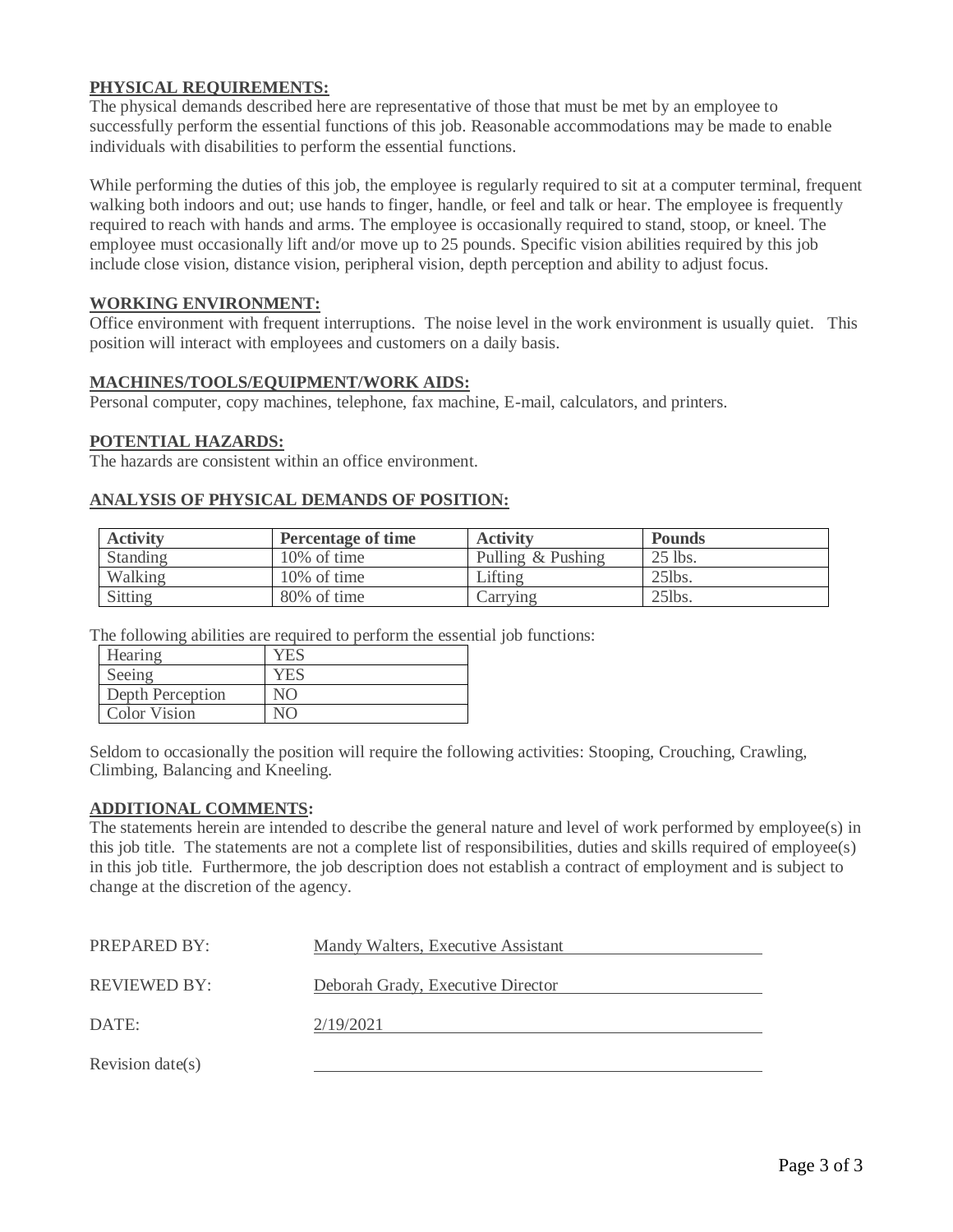**PHYSICAL REQUIREMENTS:**

The physical demands described here are representative of those that must be met by an employee to successfully perform the essential functions of this job. Reasonable accommodations may be made to enable individuals with disabilities to perform the essential functions.

While performing the duties of this job, the employee is regularly required to sit at a computer terminal, frequent walking both indoors and out; use hands to finger, handle, or feel and talk or hear. The employee is frequently required to reach with hands and arms. The employee is occasionally required to stand, stoop, or kneel. The employee must occasionally lift and/or move up to 25 pounds. Specific vision abilities required by this job include close vision, distance vision, peripheral vision, depth perception and ability to adjust focus.

**WORKING ENVIRONMENT:**

Office environment with frequent interruptions. The noise level in the work environment is usually quiet. This position will interact with employees and customers on a daily basis.

**MACHINES/TOOLS/EQUIPMENT/WORK AIDS:**

Personal computer, copy machines, telephone, fax machine, E-mail, calculators, and printers.

**POTENTIAL HAZARDS:**

The hazards are consistent within an office environment.

**ANALYSIS OF PHYSICAL DEMANDS OF POSITION:**

| Activity | Percentage of time | Activity | Pounds |
|---|---|---|---|
| Standing | 10% of time | Pulling & Pushing | 25 lbs. |
| Walking | 10% of time | Lifting | 25lbs. |
| Sitting | 80% of time | Carrying | 25lbs. |

The following abilities are required to perform the essential job functions:

| | |
|---|---|
| Hearing | YES |
| Seeing | YES |
| Depth Perception | NO |
| Color Vision | NO |

Seldom to occasionally the position will require the following activities: Stooping, Crouching, Crawling, Climbing, Balancing and Kneeling.

**ADDITIONAL COMMENTS:**

The statements herein are intended to describe the general nature and level of work performed by employee(s) in this job title. The statements are not a complete list of responsibilities, duties and skills required of employee(s) in this job title. Furthermore, the job description does not establish a contract of employment and is subject to change at the discretion of the agency.

PREPARED BY: Mandy Walters, Executive Assistant

REVIEWED BY: Deborah Grady, Executive Director

DATE: 2/19/2021

Revision date(s)